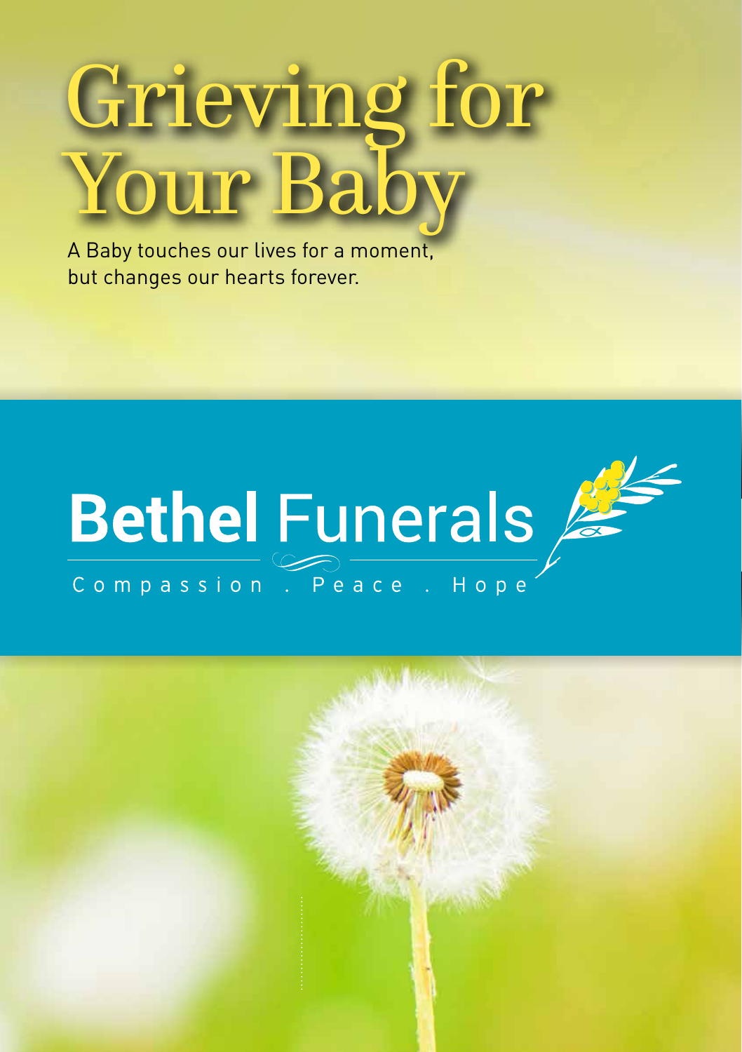# Grieving for Your Baby

A Baby touches our lives for a moment, but changes our hearts forever.

## Bethel Funerals

Compassion . Peace . Hope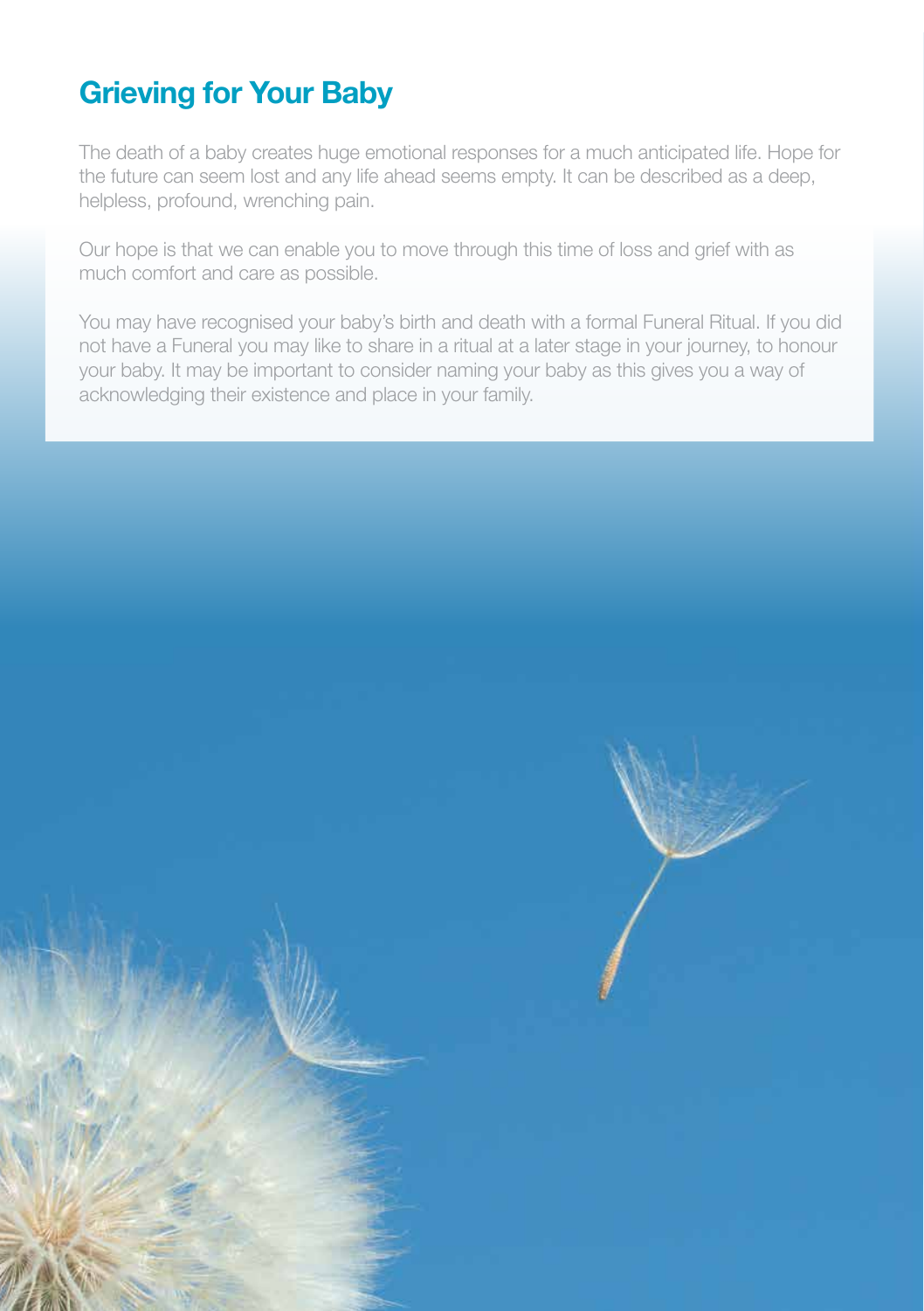## Grieving for Your Baby

The death of a baby creates huge emotional responses for a much anticipated life. Hope for the future can seem lost and any life ahead seems empty. It can be described as a deep, helpless, profound, wrenching pain.

Our hope is that we can enable you to move through this time of loss and grief with as much comfort and care as possible.

You may have recognised your baby's birth and death with a formal Funeral Ritual. If you did not have a Funeral you may like to share in a ritual at a later stage in your journey, to honour your baby. It may be important to consider naming your baby as this gives you a way of acknowledging their existence and place in your family.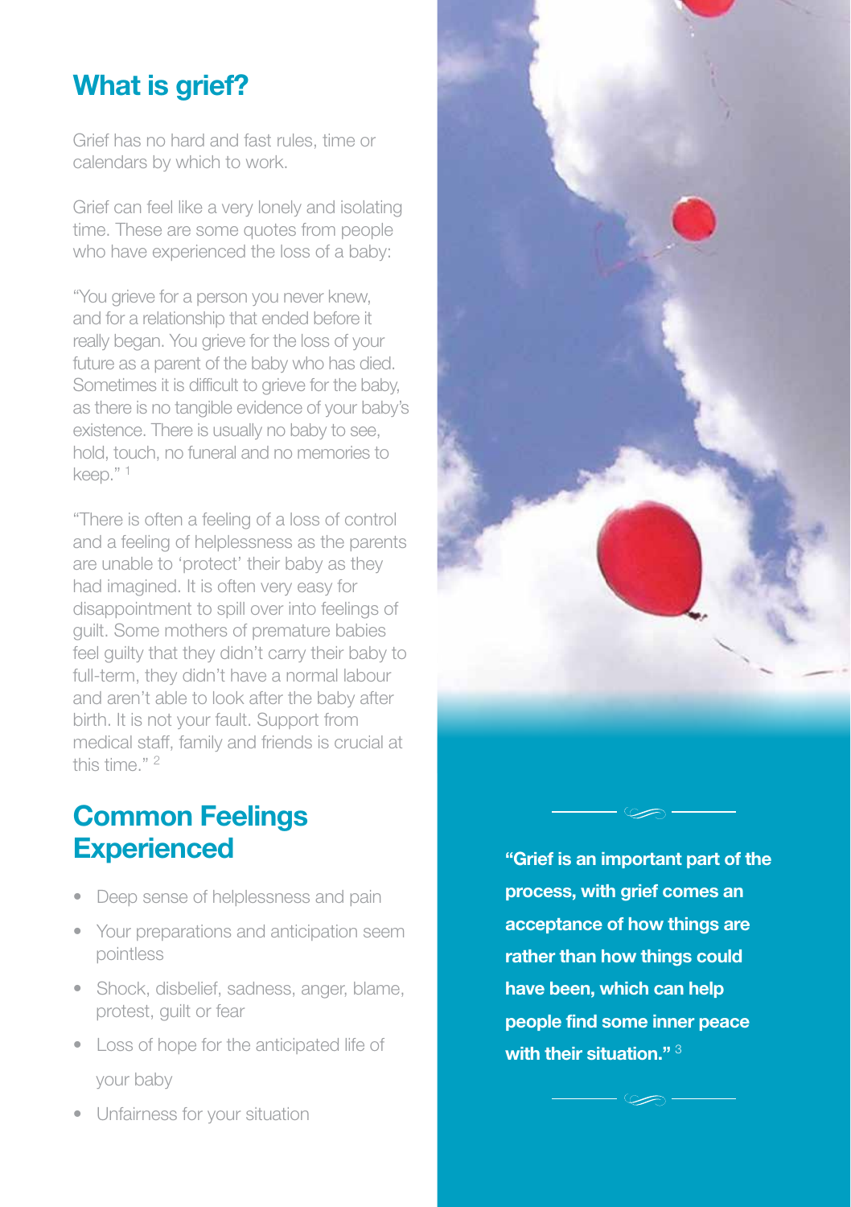## What is grief?

Grief has no hard and fast rules, time or calendars by which to work.

Grief can feel like a very lonely and isolating time. These are some quotes from people who have experienced the loss of a baby:

"You grieve for a person you never knew, and for a relationship that ended before it really began. You grieve for the loss of your future as a parent of the baby who has died. Sometimes it is difficult to grieve for the baby, as there is no tangible evidence of your baby's existence. There is usually no baby to see, hold, touch, no funeral and no memories to keep." [1]

"There is often a feeling of a loss of control and a feeling of helplessness as the parents are unable to 'protect' their baby as they had imagined. It is often very easy for disappointment to spill over into feelings of guilt. Some mothers of premature babies feel guilty that they didn't carry their baby to full-term, they didn't have a normal labour and aren't able to look after the baby after birth. It is not your fault. Support from medical staff, family and friends is crucial at this time." [2]

## Common Feelings Experienced

- Deep sense of helplessness and pain
- Your preparations and anticipation seem pointless
- Shock, disbelief, sadness, anger, blame, protest, guilt or fear
- Loss of hope for the anticipated life of your baby
- Unfairness for your situation

**"Grief is an important part of the process, with grief comes an acceptance of how things are rather than how things could have been, which can help people find some inner peace with their situation."** [3]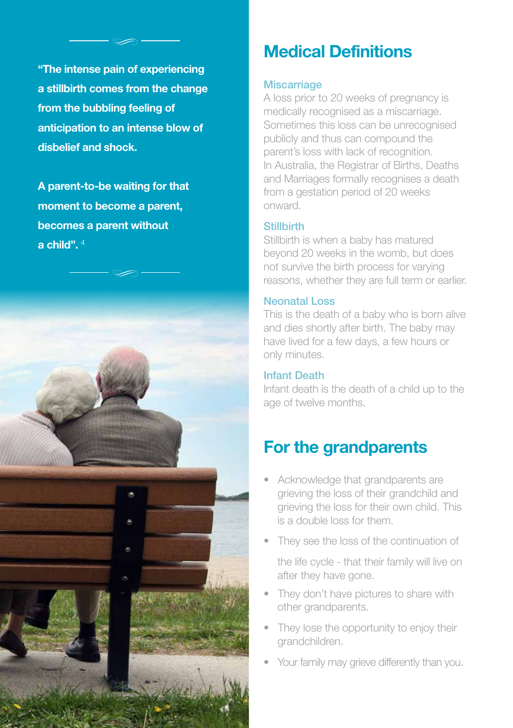**"The intense pain of experiencing a stillbirth comes from the change from the bubbling feeling of anticipation to an intense blow of disbelief and shock.**

**A parent-to-be waiting for that moment to become a parent, becomes a parent without a child".** [4]

## Medical Definitions

### Miscarriage

A loss prior to 20 weeks of pregnancy is medically recognised as a miscarriage. Sometimes this loss can be unrecognised publicly and thus can compound the parent's loss with lack of recognition. In Australia, the Registrar of Births, Deaths and Marriages formally recognises a death from a gestation period of 20 weeks onward.

### Stillbirth

Stillbirth is when a baby has matured beyond 20 weeks in the womb, but does not survive the birth process for varying reasons, whether they are full term or earlier.

### Neonatal Loss

This is the death of a baby who is born alive and dies shortly after birth. The baby may have lived for a few days, a few hours or only minutes.

### Infant Death

Infant death is the death of a child up to the age of twelve months.

## For the grandparents

- Acknowledge that grandparents are grieving the loss of their grandchild and grieving the loss for their own child. This is a double loss for them.
- They see the loss of the continuation of the life cycle - that their family will live on after they have gone.
- They don't have pictures to share with other grandparents.
- They lose the opportunity to enjoy their grandchildren.
- Your family may grieve differently than you.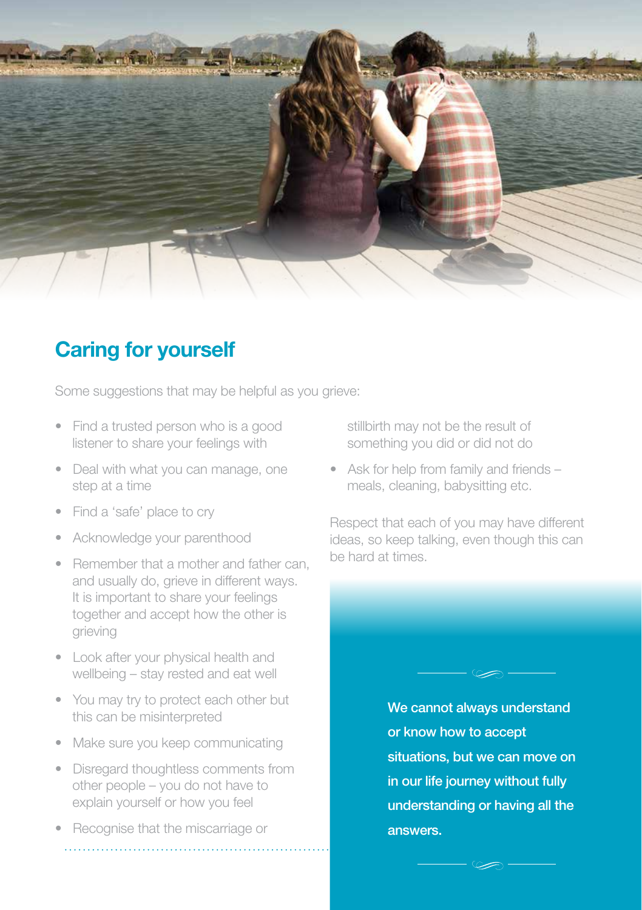## Caring for yourself

Some suggestions that may be helpful as you grieve:

- Find a trusted person who is a good listener to share your feelings with
- Deal with what you can manage, one step at a time
- Find a 'safe' place to cry
- Acknowledge your parenthood
- Remember that a mother and father can, and usually do, grieve in different ways. It is important to share your feelings together and accept how the other is grieving
- Look after your physical health and wellbeing – stay rested and eat well
- You may try to protect each other but this can be misinterpreted
- Make sure you keep communicating
- Disregard thoughtless comments from other people – you do not have to explain yourself or how you feel
- Recognise that the miscarriage or stillbirth may not be the result of something you did or did not do
- Ask for help from family and friends – meals, cleaning, babysitting etc.

Respect that each of you may have different ideas, so keep talking, even though this can be hard at times.

**We cannot always understand or know how to accept situations, but we can move on in our life journey without fully understanding or having all the answers.**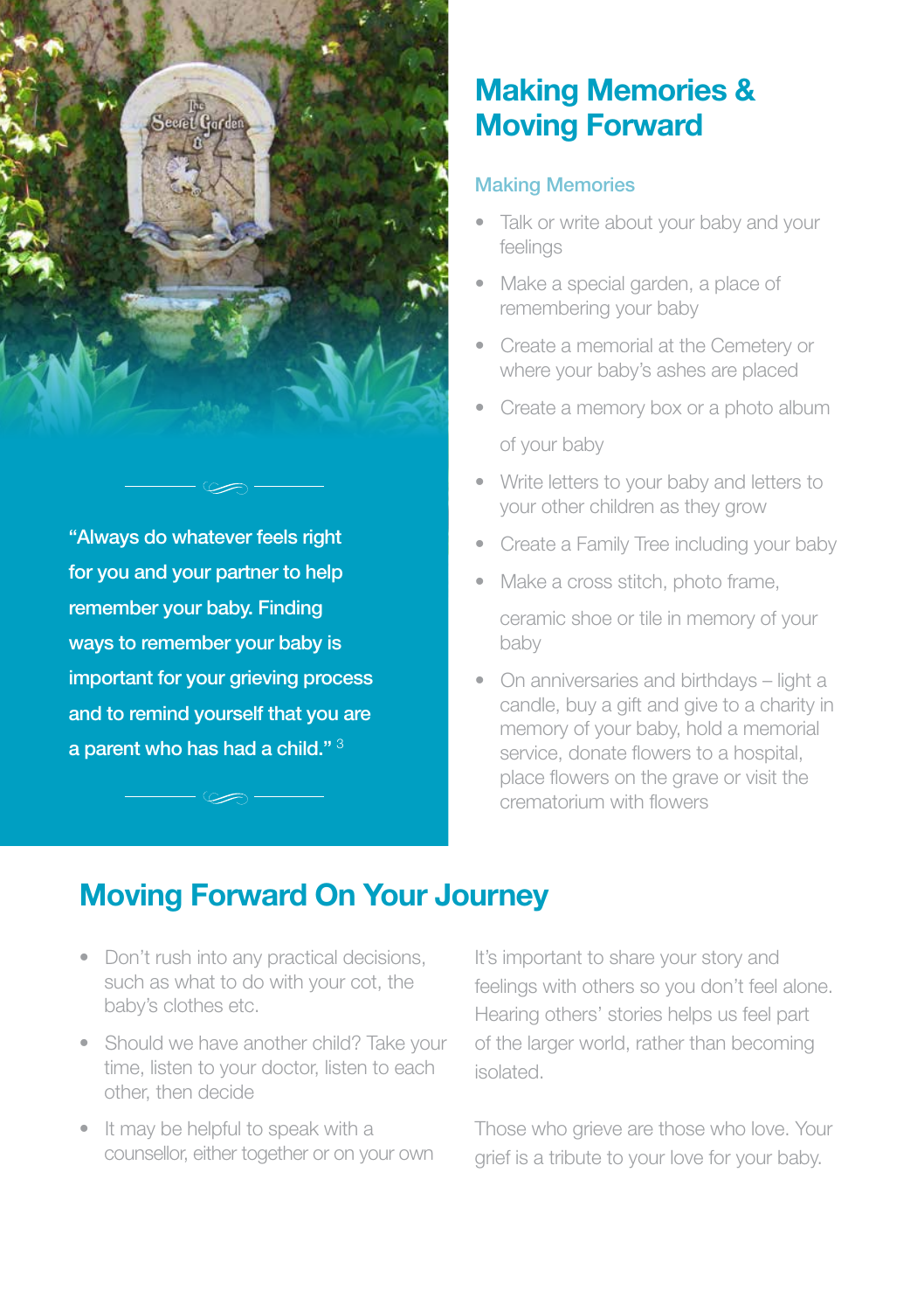# Making Memories & Moving Forward

## Making Memories

- Talk or write about your baby and your feelings
- Make a special garden, a place of remembering your baby
- Create a memorial at the Cemetery or where your baby's ashes are placed
- Create a memory box or a photo album of your baby
- Write letters to your baby and letters to your other children as they grow
- Create a Family Tree including your baby
- Make a cross stitch, photo frame, ceramic shoe or tile in memory of your baby
- On anniversaries and birthdays – light a candle, buy a gift and give to a charity in memory of your baby, hold a memorial service, donate flowers to a hospital, place flowers on the grave or visit the crematorium with flowers

**"Always do whatever feels right for you and your partner to help remember your baby. Finding ways to remember your baby is important for your grieving process and to remind yourself that you are a parent who has had a child."** [3]

# Moving Forward On Your Journey

- Don't rush into any practical decisions, such as what to do with your cot, the baby's clothes etc.
- Should we have another child? Take your time, listen to your doctor, listen to each other, then decide
- It may be helpful to speak with a counsellor, either together or on your own

It's important to share your story and feelings with others so you don't feel alone. Hearing others' stories helps us feel part of the larger world, rather than becoming isolated.

Those who grieve are those who love. Your grief is a tribute to your love for your baby.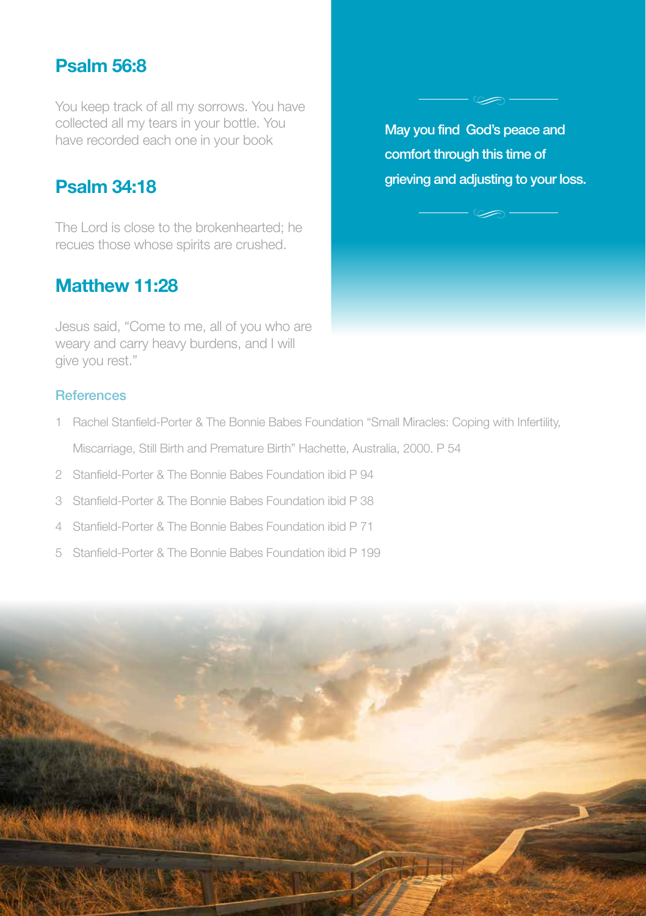## Psalm 56:8

You keep track of all my sorrows. You have collected all my tears in your bottle. You have recorded each one in your book

## Psalm 34:18

The Lord is close to the brokenhearted; he recues those whose spirits are crushed.

## Matthew 11:28

Jesus said, "Come to me, all of you who are weary and carry heavy burdens, and I will give you rest."

**May you find God's peace and comfort through this time of grieving and adjusting to your loss.**

### References

1. Rachel Stanfield-Porter & The Bonnie Babes Foundation "Small Miracles: Coping with Infertility, Miscarriage, Still Birth and Premature Birth" Hachette, Australia, 2000. P 54
2. Stanfield-Porter & The Bonnie Babes Foundation ibid P 94
3. Stanfield-Porter & The Bonnie Babes Foundation ibid P 38
4. Stanfield-Porter & The Bonnie Babes Foundation ibid P 71
5. Stanfield-Porter & The Bonnie Babes Foundation ibid P 199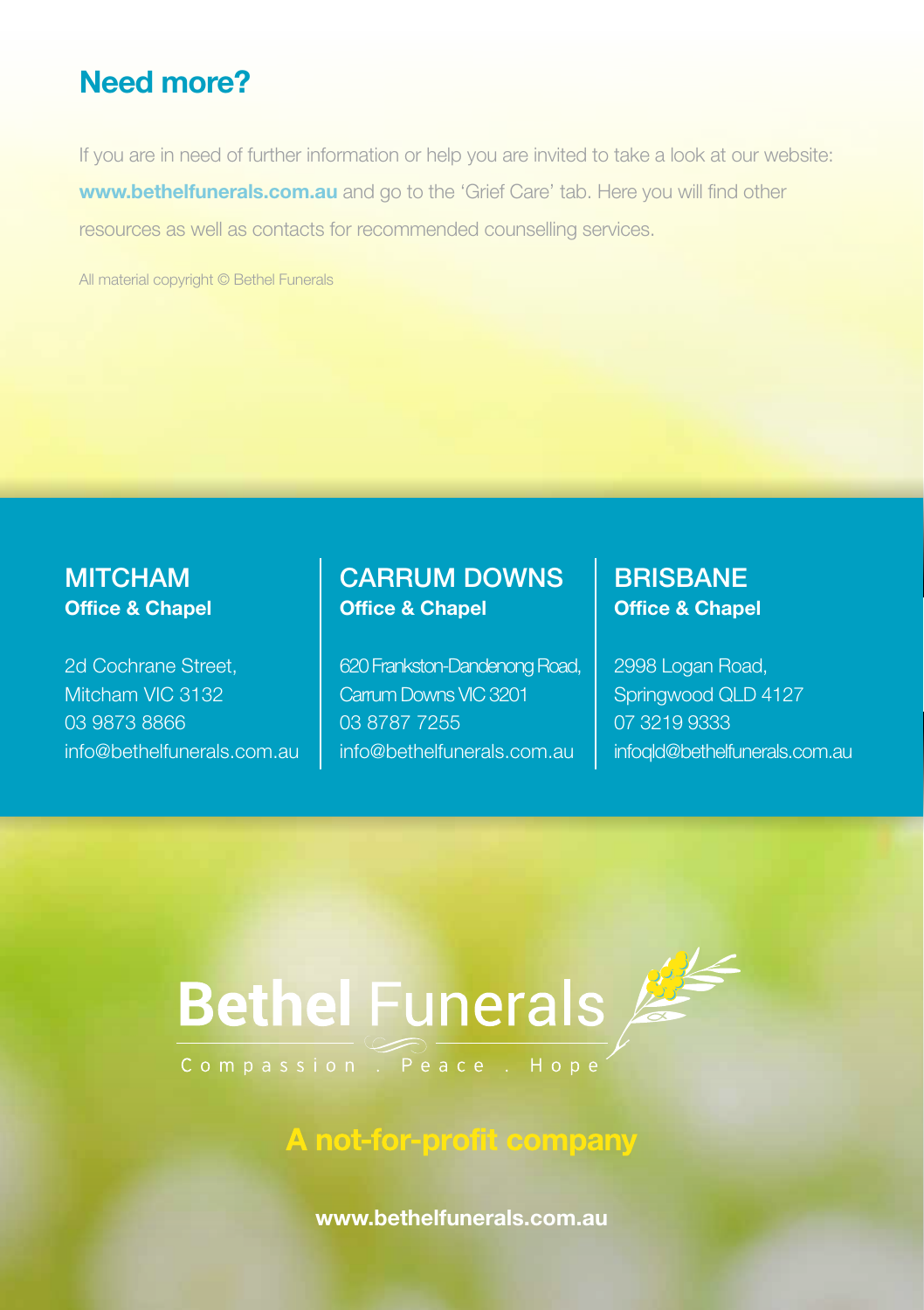## Need more?

If you are in need of further information or help you are invited to take a look at our website: **www.bethelfunerals.com.au** and go to the 'Grief Care' tab. Here you will find other resources as well as contacts for recommended counselling services.

All material copyright © Bethel Funerals

### MITCHAM
**Office & Chapel**

2d Cochrane Street,
Mitcham VIC 3132
03 9873 8866
info@bethelfunerals.com.au

### CARRUM DOWNS
**Office & Chapel**

620 Frankston-Dandenong Road,
Carrum Downs VIC 3201
03 8787 7255
info@bethelfunerals.com.au

### BRISBANE
**Office & Chapel**

2998 Logan Road,
Springwood QLD 4127
07 3219 9333
infoqld@bethelfunerals.com.au

Bethel Funerals

Compassion . Peace . Hope

**A not-for-profit company**

**www.bethelfunerals.com.au**